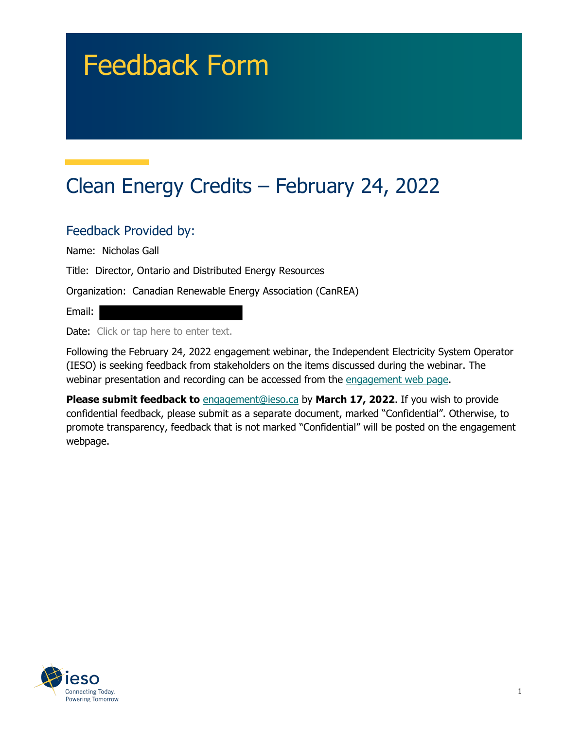# Feedback Form

## Clean Energy Credits – February 24, 2022

### Feedback Provided by:

Name: Nicholas Gall

Title: Director, Ontario and Distributed Energy Resources

Organization: Canadian Renewable Energy Association (CanREA)

Email:

Date: Click or tap here to enter text.

Following the February 24, 2022 engagement webinar, the Independent Electricity System Operator (IESO) is seeking feedback from stakeholders on the items discussed during the webinar. The webinar presentation and recording can be accessed from the engagement web page.

**Please submit feedback to** engagement@ieso.ca by **March 17, 2022**. If you wish to provide confidential feedback, please submit as a separate document, marked "Confidential". Otherwise, to promote transparency, feedback that is not marked "Confidential" will be posted on the engagement webpage.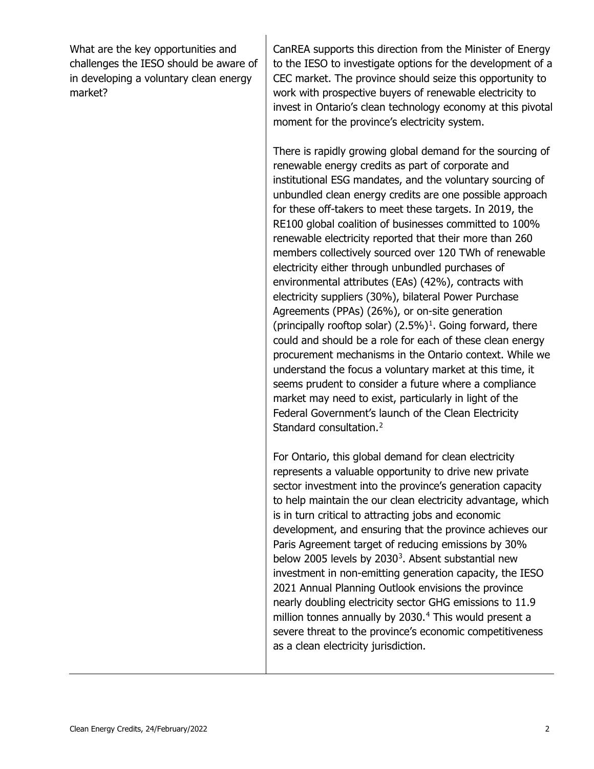| What are the key opportunities and challenges the IESO should be aware of in developing a voluntary clean energy market? | CanREA supports this direction from the Minister of Energy to the IESO to investigate options for the development of a CEC market. The province should seize this opportunity to work with prospective buyers of renewable electricity to invest in Ontario's clean technology economy at this pivotal moment for the province's electricity system.<br><br>There is rapidly growing global demand for the sourcing of renewable energy credits as part of corporate and institutional ESG mandates, and the voluntary sourcing of unbundled clean energy credits are one possible approach for these off-takers to meet these targets. In 2019, the RE100 global coalition of businesses committed to 100% renewable electricity reported that their more than 260 members collectively sourced over 120 TWh of renewable electricity either through unbundled purchases of environmental attributes (EAs) (42%), contracts with electricity suppliers (30%), bilateral Power Purchase Agreements (PPAs) (26%), or on-site generation (principally rooftop solar) (2.5%)[1]. Going forward, there could and should be a role for each of these clean energy procurement mechanisms in the Ontario context. While we understand the focus a voluntary market at this time, it seems prudent to consider a future where a compliance market may need to exist, particularly in light of the Federal Government's launch of the Clean Electricity Standard consultation.[2]<br><br>For Ontario, this global demand for clean electricity represents a valuable opportunity to drive new private sector investment into the province's generation capacity to help maintain the our clean electricity advantage, which is in turn critical to attracting jobs and economic development, and ensuring that the province achieves our Paris Agreement target of reducing emissions by 30% below 2005 levels by 2030[3]. Absent substantial new investment in non-emitting generation capacity, the IESO 2021 Annual Planning Outlook envisions the province nearly doubling electricity sector GHG emissions to 11.9 million tonnes annually by 2030.[4] This would present a severe threat to the province's economic competitiveness as a clean electricity jurisdiction. |
|---|---|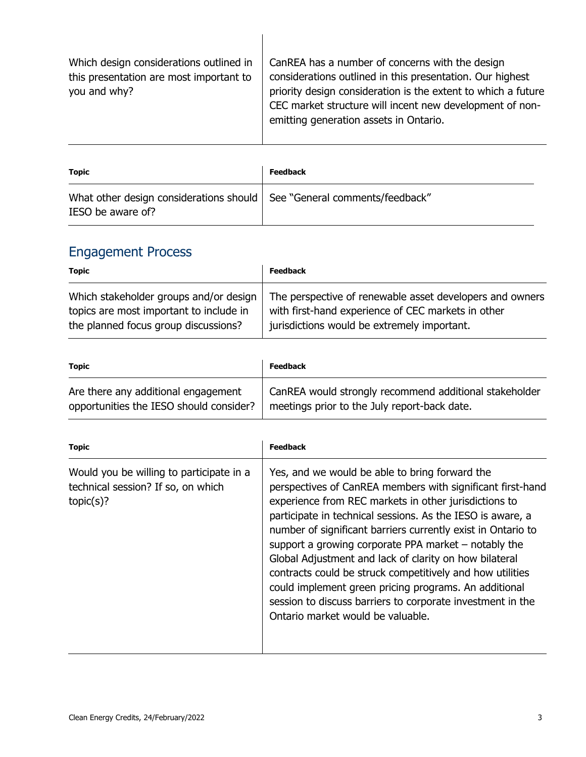| | |
|---|---|
| Which design considerations outlined in this presentation are most important to you and why? | CanREA has a number of concerns with the design considerations outlined in this presentation. Our highest priority design consideration is the extent to which a future CEC market structure will incent new development of non-emitting generation assets in Ontario. |

| Topic | Feedback |
|---|---|
| What other design considerations should IESO be aware of? | See "General comments/feedback" |

## Engagement Process

| Topic | Feedback |
|---|---|
| Which stakeholder groups and/or design topics are most important to include in the planned focus group discussions? | The perspective of renewable asset developers and owners with first-hand experience of CEC markets in other jurisdictions would be extremely important. |

| Topic | Feedback |
|---|---|
| Are there any additional engagement opportunities the IESO should consider? | CanREA would strongly recommend additional stakeholder meetings prior to the July report-back date. |

| Topic | Feedback |
|---|---|
| Would you be willing to participate in a technical session? If so, on which topic(s)? | Yes, and we would be able to bring forward the perspectives of CanREA members with significant first-hand experience from REC markets in other jurisdictions to participate in technical sessions. As the IESO is aware, a number of significant barriers currently exist in Ontario to support a growing corporate PPA market – notably the Global Adjustment and lack of clarity on how bilateral contracts could be struck competitively and how utilities could implement green pricing programs. An additional session to discuss barriers to corporate investment in the Ontario market would be valuable. |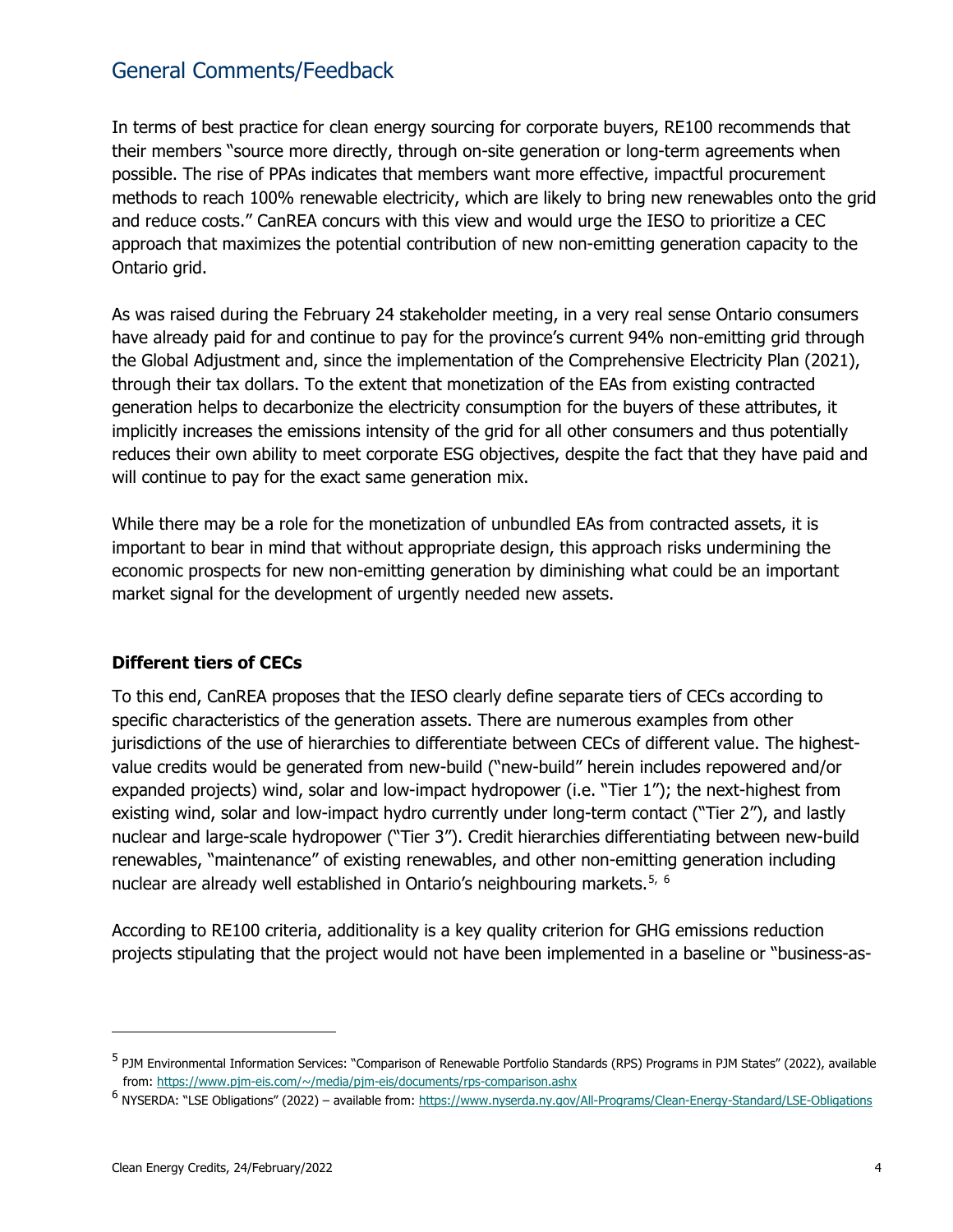## General Comments/Feedback

In terms of best practice for clean energy sourcing for corporate buyers, RE100 recommends that their members "source more directly, through on-site generation or long-term agreements when possible. The rise of PPAs indicates that members want more effective, impactful procurement methods to reach 100% renewable electricity, which are likely to bring new renewables onto the grid and reduce costs." CanREA concurs with this view and would urge the IESO to prioritize a CEC approach that maximizes the potential contribution of new non-emitting generation capacity to the Ontario grid.

As was raised during the February 24 stakeholder meeting, in a very real sense Ontario consumers have already paid for and continue to pay for the province's current 94% non-emitting grid through the Global Adjustment and, since the implementation of the Comprehensive Electricity Plan (2021), through their tax dollars. To the extent that monetization of the EAs from existing contracted generation helps to decarbonize the electricity consumption for the buyers of these attributes, it implicitly increases the emissions intensity of the grid for all other consumers and thus potentially reduces their own ability to meet corporate ESG objectives, despite the fact that they have paid and will continue to pay for the exact same generation mix.

While there may be a role for the monetization of unbundled EAs from contracted assets, it is important to bear in mind that without appropriate design, this approach risks undermining the economic prospects for new non-emitting generation by diminishing what could be an important market signal for the development of urgently needed new assets.

### Different tiers of CECs

To this end, CanREA proposes that the IESO clearly define separate tiers of CECs according to specific characteristics of the generation assets. There are numerous examples from other jurisdictions of the use of hierarchies to differentiate between CECs of different value. The highest-value credits would be generated from new-build ("new-build" herein includes repowered and/or expanded projects) wind, solar and low-impact hydropower (i.e. "Tier 1"); the next-highest from existing wind, solar and low-impact hydro currently under long-term contact ("Tier 2"), and lastly nuclear and large-scale hydropower ("Tier 3"). Credit hierarchies differentiating between new-build renewables, "maintenance" of existing renewables, and other non-emitting generation including nuclear are already well established in Ontario's neighbouring markets.[5, 6]

According to RE100 criteria, additionality is a key quality criterion for GHG emissions reduction projects stipulating that the project would not have been implemented in a baseline or "business-as-

[5] PJM Environmental Information Services: "Comparison of Renewable Portfolio Standards (RPS) Programs in PJM States" (2022), available from: https://www.pjm-eis.com/~/media/pjm-eis/documents/rps-comparison.ashx

[6] NYSERDA: "LSE Obligations" (2022) – available from: https://www.nyserda.ny.gov/All-Programs/Clean-Energy-Standard/LSE-Obligations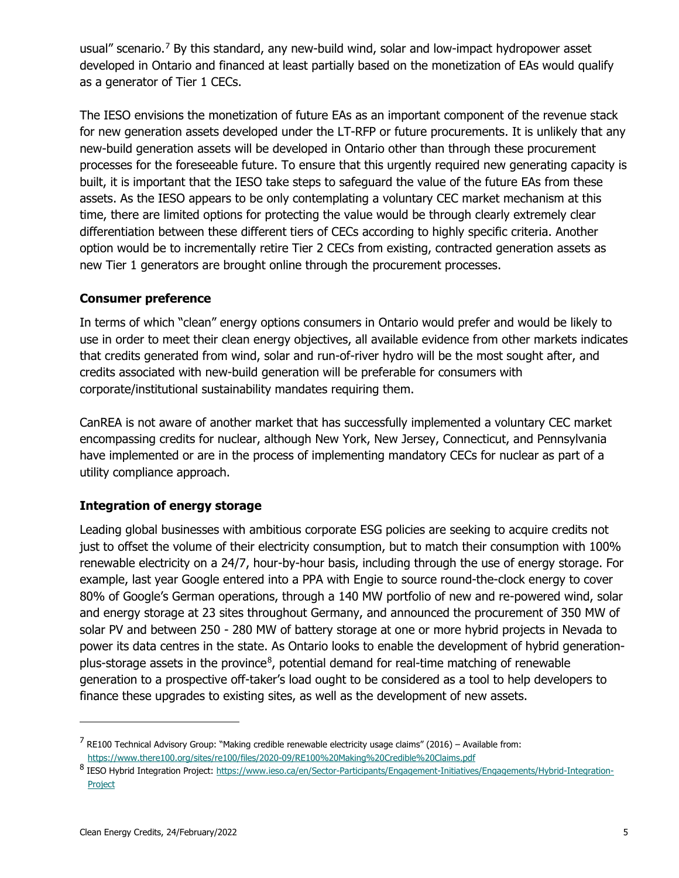usual" scenario.[7] By this standard, any new-build wind, solar and low-impact hydropower asset developed in Ontario and financed at least partially based on the monetization of EAs would qualify as a generator of Tier 1 CECs.

The IESO envisions the monetization of future EAs as an important component of the revenue stack for new generation assets developed under the LT-RFP or future procurements. It is unlikely that any new-build generation assets will be developed in Ontario other than through these procurement processes for the foreseeable future. To ensure that this urgently required new generating capacity is built, it is important that the IESO take steps to safeguard the value of the future EAs from these assets. As the IESO appears to be only contemplating a voluntary CEC market mechanism at this time, there are limited options for protecting the value would be through clearly extremely clear differentiation between these different tiers of CECs according to highly specific criteria. Another option would be to incrementally retire Tier 2 CECs from existing, contracted generation assets as new Tier 1 generators are brought online through the procurement processes.

### Consumer preference

In terms of which "clean" energy options consumers in Ontario would prefer and would be likely to use in order to meet their clean energy objectives, all available evidence from other markets indicates that credits generated from wind, solar and run-of-river hydro will be the most sought after, and credits associated with new-build generation will be preferable for consumers with corporate/institutional sustainability mandates requiring them.

CanREA is not aware of another market that has successfully implemented a voluntary CEC market encompassing credits for nuclear, although New York, New Jersey, Connecticut, and Pennsylvania have implemented or are in the process of implementing mandatory CECs for nuclear as part of a utility compliance approach.

### Integration of energy storage

Leading global businesses with ambitious corporate ESG policies are seeking to acquire credits not just to offset the volume of their electricity consumption, but to match their consumption with 100% renewable electricity on a 24/7, hour-by-hour basis, including through the use of energy storage. For example, last year Google entered into a PPA with Engie to source round-the-clock energy to cover 80% of Google's German operations, through a 140 MW portfolio of new and re-powered wind, solar and energy storage at 23 sites throughout Germany, and announced the procurement of 350 MW of solar PV and between 250 - 280 MW of battery storage at one or more hybrid projects in Nevada to power its data centres in the state. As Ontario looks to enable the development of hybrid generation-plus-storage assets in the province[8], potential demand for real-time matching of renewable generation to a prospective off-taker's load ought to be considered as a tool to help developers to finance these upgrades to existing sites, as well as the development of new assets.

---

[7] RE100 Technical Advisory Group: "Making credible renewable electricity usage claims" (2016) – Available from: https://www.there100.org/sites/re100/files/2020-09/RE100%20Making%20Credible%20Claims.pdf

[8] IESO Hybrid Integration Project: https://www.ieso.ca/en/Sector-Participants/Engagement-Initiatives/Engagements/Hybrid-Integration-Project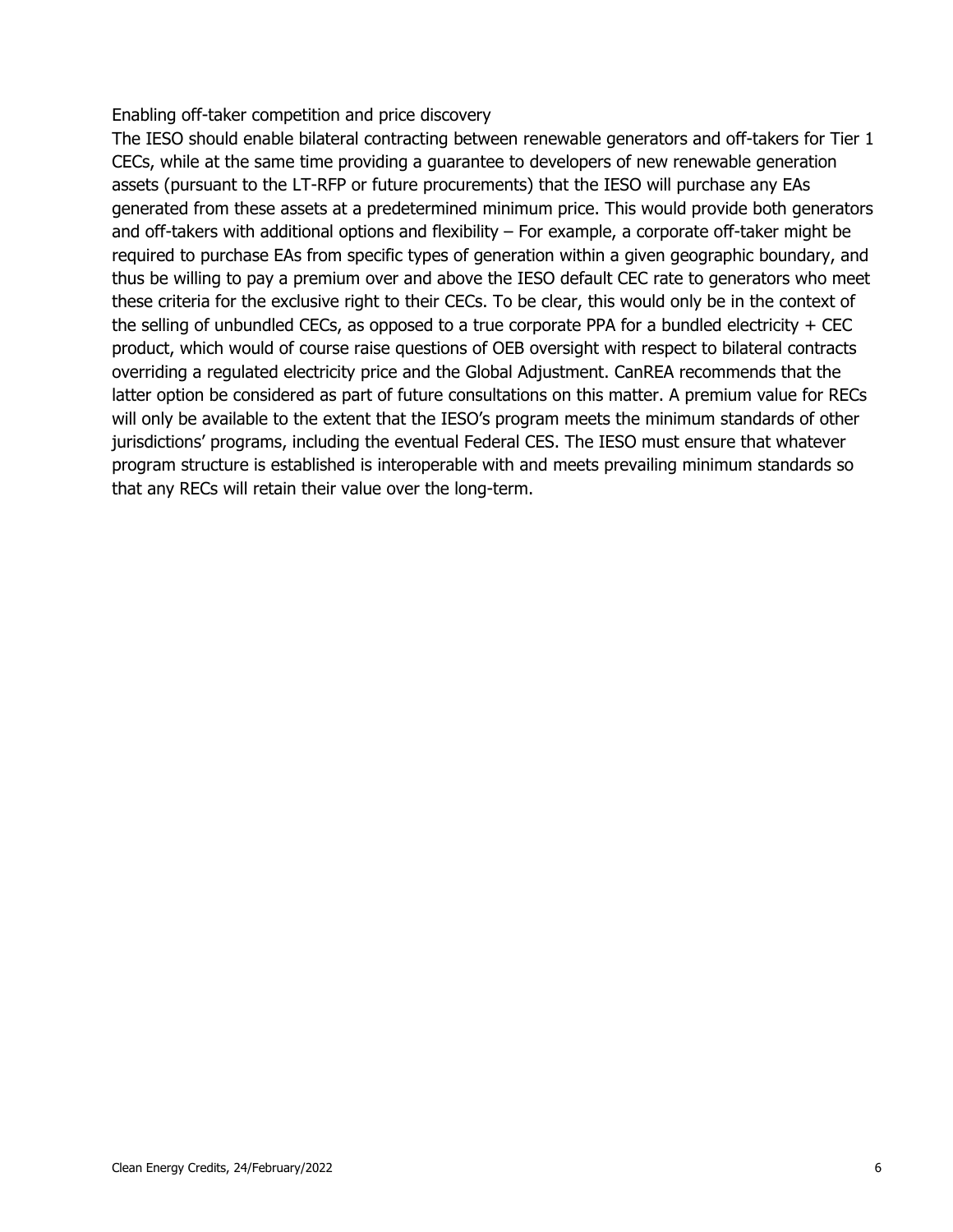Enabling off-taker competition and price discovery

The IESO should enable bilateral contracting between renewable generators and off-takers for Tier 1 CECs, while at the same time providing a guarantee to developers of new renewable generation assets (pursuant to the LT-RFP or future procurements) that the IESO will purchase any EAs generated from these assets at a predetermined minimum price. This would provide both generators and off-takers with additional options and flexibility – For example, a corporate off-taker might be required to purchase EAs from specific types of generation within a given geographic boundary, and thus be willing to pay a premium over and above the IESO default CEC rate to generators who meet these criteria for the exclusive right to their CECs. To be clear, this would only be in the context of the selling of unbundled CECs, as opposed to a true corporate PPA for a bundled electricity + CEC product, which would of course raise questions of OEB oversight with respect to bilateral contracts overriding a regulated electricity price and the Global Adjustment. CanREA recommends that the latter option be considered as part of future consultations on this matter. A premium value for RECs will only be available to the extent that the IESO's program meets the minimum standards of other jurisdictions' programs, including the eventual Federal CES. The IESO must ensure that whatever program structure is established is interoperable with and meets prevailing minimum standards so that any RECs will retain their value over the long-term.